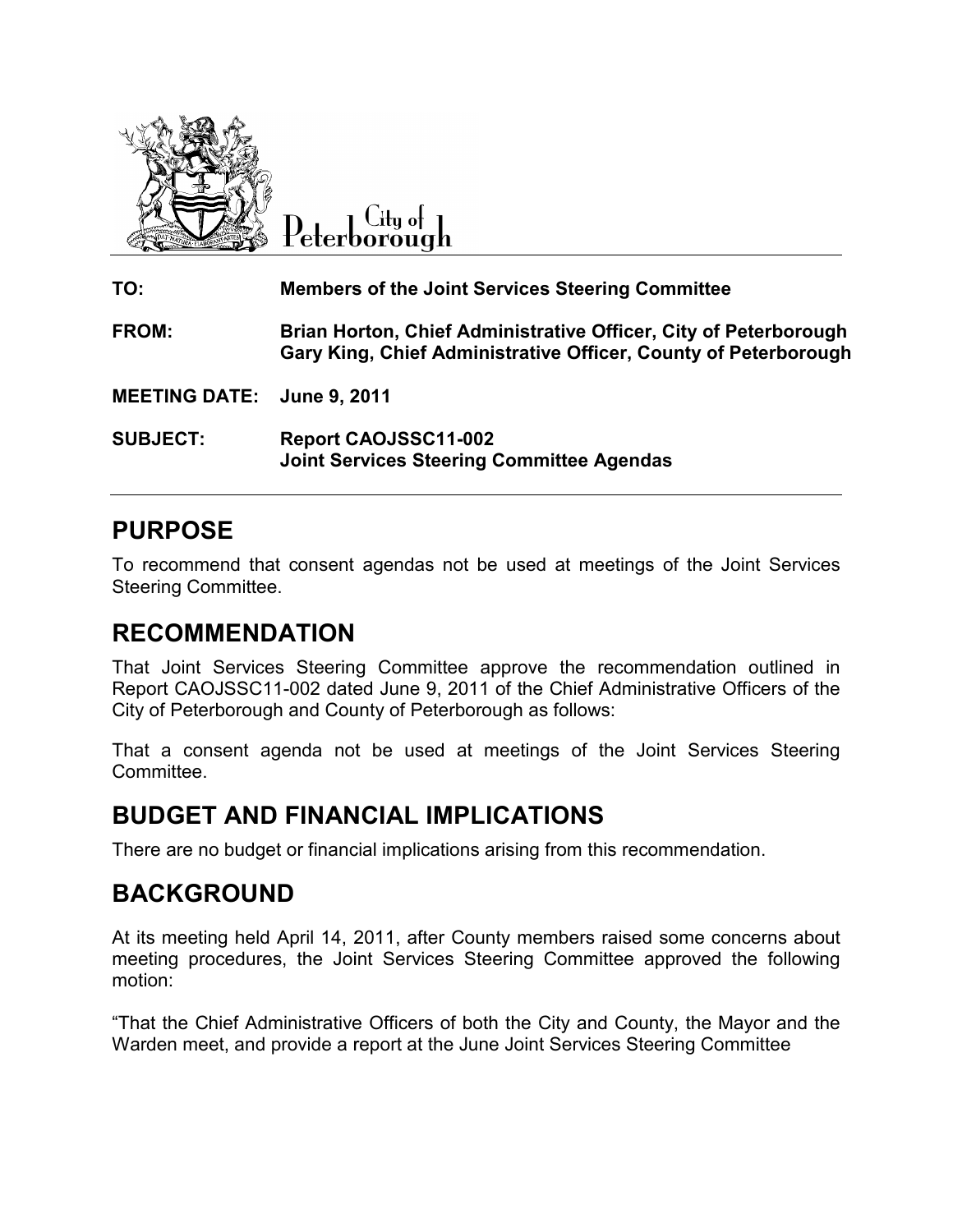City of Peterborough

**TO:** Members of the Joint Services Steering Committee

**FROM:** Brian Horton, Chief Administrative Officer, City of Peterborough
Gary King, Chief Administrative Officer, County of Peterborough

**MEETING DATE:** June 9, 2011

**SUBJECT:** Report CAOJSSC11-002
Joint Services Steering Committee Agendas

## PURPOSE

To recommend that consent agendas not be used at meetings of the Joint Services Steering Committee.

## RECOMMENDATION

That Joint Services Steering Committee approve the recommendation outlined in Report CAOJSSC11-002 dated June 9, 2011 of the Chief Administrative Officers of the City of Peterborough and County of Peterborough as follows:

That a consent agenda not be used at meetings of the Joint Services Steering Committee.

## BUDGET AND FINANCIAL IMPLICATIONS

There are no budget or financial implications arising from this recommendation.

## BACKGROUND

At its meeting held April 14, 2011, after County members raised some concerns about meeting procedures, the Joint Services Steering Committee approved the following motion:

"That the Chief Administrative Officers of both the City and County, the Mayor and the Warden meet, and provide a report at the June Joint Services Steering Committee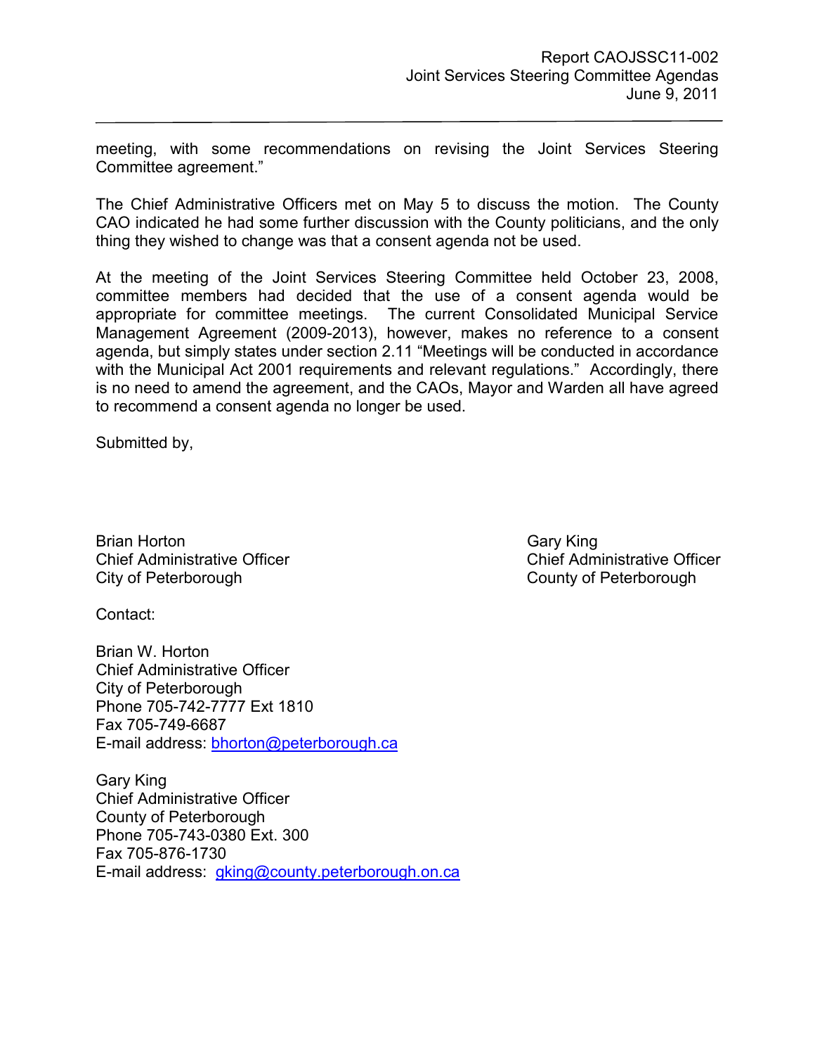meeting, with some recommendations on revising the Joint Services Steering Committee agreement."

The Chief Administrative Officers met on May 5 to discuss the motion. The County CAO indicated he had some further discussion with the County politicians, and the only thing they wished to change was that a consent agenda not be used.

At the meeting of the Joint Services Steering Committee held October 23, 2008, committee members had decided that the use of a consent agenda would be appropriate for committee meetings. The current Consolidated Municipal Service Management Agreement (2009-2013), however, makes no reference to a consent agenda, but simply states under section 2.11 "Meetings will be conducted in accordance with the Municipal Act 2001 requirements and relevant regulations." Accordingly, there is no need to amend the agreement, and the CAOs, Mayor and Warden all have agreed to recommend a consent agenda no longer be used.

Submitted by,

Brian Horton
Chief Administrative Officer
City of Peterborough

Gary King
Chief Administrative Officer
County of Peterborough

Contact:

Brian W. Horton
Chief Administrative Officer
City of Peterborough
Phone 705-742-7777 Ext 1810
Fax 705-749-6687
E-mail address: bhorton@peterborough.ca

Gary King
Chief Administrative Officer
County of Peterborough
Phone 705-743-0380 Ext. 300
Fax 705-876-1730
E-mail address: gking@county.peterborough.on.ca